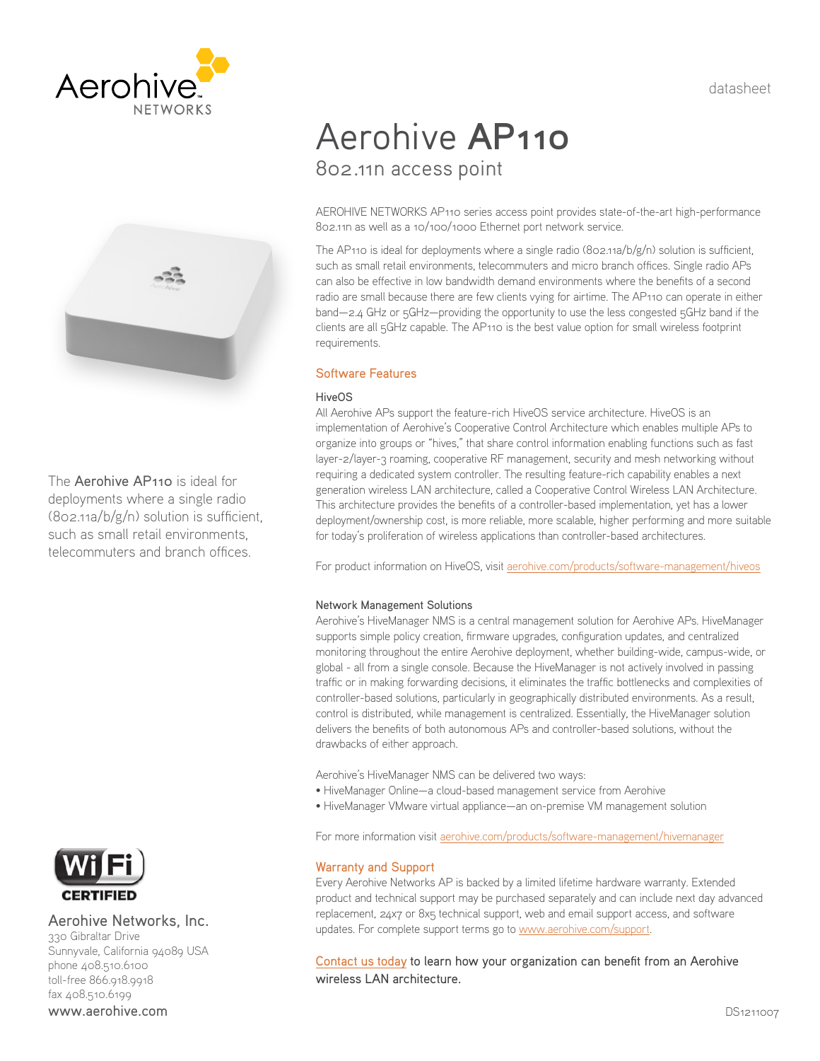datasheet

# Aerohive **AP110**

## 802.11n access point

The **Aerohive AP110** is ideal for deployments where a single radio (802.11a/b/g/n) solution is sufficient, such as small retail environments, telecommuters and branch offices.

AEROHIVE NETWORKS AP110 series access point provides state-of-the-art high-performance 802.11n as well as a 10/100/1000 Ethernet port network service.

The AP110 is ideal for deployments where a single radio (802.11a/b/g/n) solution is sufficient, such as small retail environments, telecommuters and micro branch offices. Single radio APs can also be effective in low bandwidth demand environments where the benefits of a second radio are small because there are few clients vying for airtime. The AP110 can operate in either band—2.4 GHz or 5GHz—providing the opportunity to use the less congested 5GHz band if the clients are all 5GHz capable. The AP110 is the best value option for small wireless footprint requirements.

### Software Features

#### HiveOS

All Aerohive APs support the feature-rich HiveOS service architecture. HiveOS is an implementation of Aerohive's Cooperative Control Architecture which enables multiple APs to organize into groups or "hives," that share control information enabling functions such as fast layer-2/layer-3 roaming, cooperative RF management, security and mesh networking without requiring a dedicated system controller. The resulting feature-rich capability enables a next generation wireless LAN architecture, called a Cooperative Control Wireless LAN Architecture. This architecture provides the benefits of a controller-based implementation, yet has a lower deployment/ownership cost, is more reliable, more scalable, higher performing and more suitable for today's proliferation of wireless applications than controller-based architectures.

For product information on HiveOS, visit aerohive.com/products/software-management/hiveos

#### Network Management Solutions

Aerohive's HiveManager NMS is a central management solution for Aerohive APs. HiveManager supports simple policy creation, firmware upgrades, configuration updates, and centralized monitoring throughout the entire Aerohive deployment, whether building-wide, campus-wide, or global - all from a single console. Because the HiveManager is not actively involved in passing traffic or in making forwarding decisions, it eliminates the traffic bottlenecks and complexities of controller-based solutions, particularly in geographically distributed environments. As a result, control is distributed, while management is centralized. Essentially, the HiveManager solution delivers the benefits of both autonomous APs and controller-based solutions, without the drawbacks of either approach.

Aerohive's HiveManager NMS can be delivered two ways:

- HiveManager Online—a cloud-based management service from Aerohive
- HiveManager VMware virtual appliance—an on-premise VM management solution

For more information visit aerohive.com/products/software-management/hivemanager

### Warranty and Support

Every Aerohive Networks AP is backed by a limited lifetime hardware warranty. Extended product and technical support may be purchased separately and can include next day advanced replacement, 24x7 or 8x5 technical support, web and email support access, and software updates. For complete support terms go to www.aerohive.com/support.

**Contact us today to learn how your organization can benefit from an Aerohive wireless LAN architecture.**

Wi-Fi CERTIFIED

**Aerohive Networks, Inc.**
330 Gibraltar Drive
Sunnyvale, California 94089 USA
phone 408.510.6100
toll-free 866.918.9918
fax 408.510.6199
www.aerohive.com

DS1211007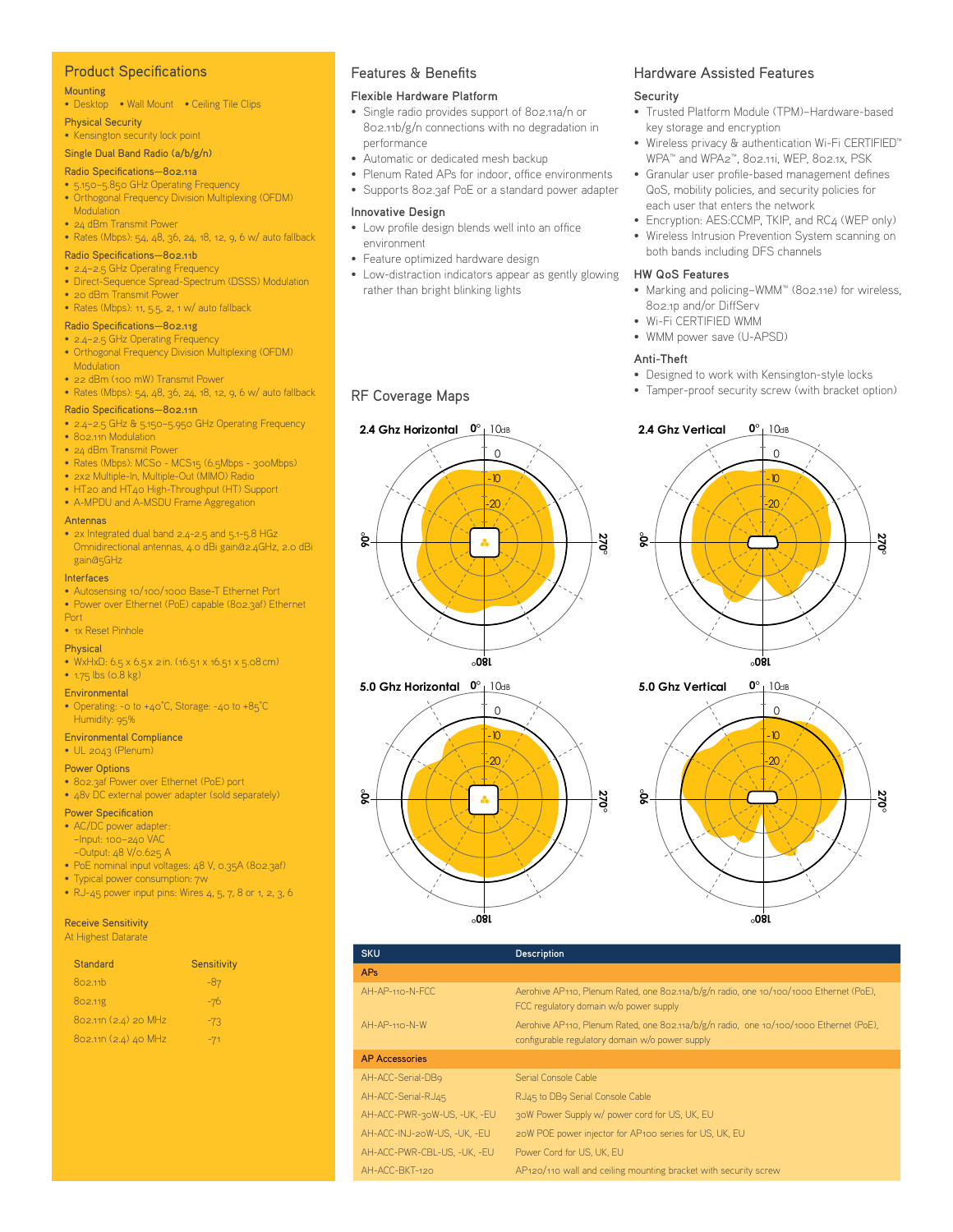## Product Specifications

### Mounting
- Desktop
- Wall Mount
- Ceiling Tile Clips

### Physical Security
- Kensington security lock point

### Single Dual Band Radio (a/b/g/n)

### Radio Specifications—802.11a
- 5.150–5.850 GHz Operating Frequency
- Orthogonal Frequency Division Multiplexing (OFDM) Modulation
- 24 dBm Transmit Power
- Rates (Mbps): 54, 48, 36, 24, 18, 12, 9, 6 w/ auto fallback

### Radio Specifications—802.11b
- 2.4–2.5 GHz Operating Frequency
- Direct-Sequence Spread-Spectrum (DSSS) Modulation
- 20 dBm Transmit Power
- Rates (Mbps): 11, 5.5, 2, 1 w/ auto fallback

### Radio Specifications—802.11g
- 2.4–2.5 GHz Operating Frequency
- Orthogonal Frequency Division Multiplexing (OFDM) Modulation
- 22 dBm (100 mW) Transmit Power
- Rates (Mbps): 54, 48, 36, 24, 18, 12, 9, 6 w/ auto fallback

### Radio Specifications—802.11n
- 2.4–2.5 GHz & 5.150–5.950 GHz Operating Frequency
- 802.11n Modulation
- 24 dBm Transmit Power
- Rates (Mbps): MCS0 - MCS15 (6.5Mbps - 300Mbps)
- 2x2 Multiple-In, Multiple-Out (MIMO) Radio
- HT20 and HT40 High-Throughput (HT) Support
- A-MPDU and A-MSDU Frame Aggregation

### Antennas
- 2x Integrated dual band 2.4–2.5 and 5.1–5.8 HGz Omnidirectional antennas, 4.0 dBi gain@2.4GHz, 2.0 dBi gain@5GHz

### Interfaces
- Autosensing 10/100/1000 Base-T Ethernet Port
- Power over Ethernet (PoE) capable (802.3af) Ethernet Port
- 1x Reset Pinhole

### Physical
- WxHxD: 6.5 x 6.5 x 2in. (16.51 x 16.51 x 5.08 cm)
- 1.75 lbs (0.8 kg)

### Environmental
- Operating: -0 to +40˚C, Storage: -40 to +85˚C Humidity: 95%

### Environmental Compliance
- UL 2043 (Plenum)

### Power Options
- 802.3af Power over Ethernet (PoE) port
- 48v DC external power adapter (sold separately)

### Power Specification
- AC/DC power adapter:
  - –Input: 100–240 VAC
  - –Output: 48 V/0.625 A
- PoE nominal input voltages: 48 V, 0.35A (802.3af)
- Typical power consumption: 7w
- RJ-45 power input pins: Wires 4, 5, 7, 8 or 1, 2, 3, 6

### Receive Sensitivity
At Highest Datarate

| Standard | Sensitivity |
|---|---|
| 802.11b | -87 |
| 802.11g | -76 |
| 802.11n (2.4) 20 MHz | -73 |
| 802.11n (2.4) 40 MHz | -71 |

## Features & Benefits

### Flexible Hardware Platform
- Single radio provides support of 802.11a/n or 802.11b/g/n connections with no degradation in performance
- Automatic or dedicated mesh backup
- Plenum Rated APs for indoor, office environments
- Supports 802.3af PoE or a standard power adapter

### Innovative Design
- Low profile design blends well into an office environment
- Feature optimized hardware design
- Low-distraction indicators appear as gently glowing rather than bright blinking lights

## Hardware Assisted Features

### Security
- Trusted Platform Module (TPM)–Hardware-based key storage and encryption
- Wireless privacy & authentication Wi-Fi CERTIFIED™ WPA™ and WPA2™, 802.11i, WEP, 802.1x, PSK
- Granular user profile-based management defines QoS, mobility policies, and security policies for each user that enters the network
- Encryption: AES:CCMP, TKIP, and RC4 (WEP only)
- Wireless Intrusion Prevention System scanning on both bands including DFS channels

### HW QoS Features
- Marking and policing–WMM™ (802.11e) for wireless, 802.1p and/or DiffServ
- Wi-Fi CERTIFIED WMM
- WMM power save (U-APSD)

### Anti-Theft
- Designed to work with Kensington-style locks
- Tamper-proof security screw (with bracket option)

## RF Coverage Maps

2.4 Ghz Horizontal 0° 10dB 0 -10 -20 90° 270° 180°

2.4 Ghz Vertical 0° 10dB 0 -10 -20 90° 270° 180°

5.0 Ghz Horizontal 0° 10dB 0 -10 -20 90° 270° 180°

5.0 Ghz Vertical 0° 10dB 0 -10 -20 90° 270° 180°

| SKU | Description |
|---|---|
| **APs** | |
| AH-AP-110-N-FCC | Aerohive AP110, Plenum Rated, one 802.11a/b/g/n radio, one 10/100/1000 Ethernet (PoE), FCC regulatory domain w/o power supply |
| AH-AP-110-N-W | Aerohive AP110, Plenum Rated, one 802.11a/b/g/n radio, one 10/100/1000 Ethernet (PoE), configurable regulatory domain w/o power supply |
| **AP Accessories** | |
| AH-ACC-Serial-DB9 | Serial Console Cable |
| AH-ACC-Serial-RJ45 | RJ45 to DB9 Serial Console Cable |
| AH-ACC-PWR-30W-US, -UK, -EU | 30W Power Supply w/ power cord for US, UK, EU |
| AH-ACC-INJ-20W-US, -UK, -EU | 20W POE power injector for AP100 series for US, UK, EU |
| AH-ACC-PWR-CBL-US, -UK, -EU | Power Cord for US, UK, EU |
| AH-ACC-BKT-120 | AP120/110 wall and ceiling mounting bracket with security screw |